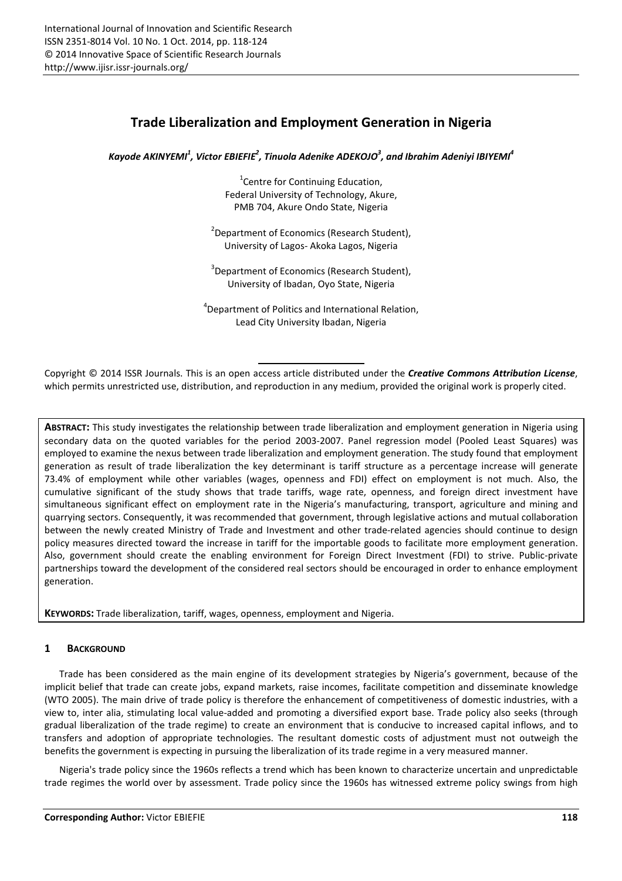# Trade Liberalization and Employment Generation in Nigeria

***Kayode AKINYEMI*[1]*, Victor EBIEFIE*[2]*, Tinuola Adenike ADEKOJO*[3]*, and Ibrahim Adeniyi IBIYEMI*[4]**

[1]Centre for Continuing Education,
Federal University of Technology, Akure,
PMB 704, Akure Ondo State, Nigeria

[2]Department of Economics (Research Student),
University of Lagos- Akoka Lagos, Nigeria

[3]Department of Economics (Research Student),
University of Ibadan, Oyo State, Nigeria

[4]Department of Politics and International Relation,
Lead City University Ibadan, Nigeria

Copyright © 2014 ISSR Journals. This is an open access article distributed under the ***Creative Commons Attribution License***, which permits unrestricted use, distribution, and reproduction in any medium, provided the original work is properly cited.

**ABSTRACT:** This study investigates the relationship between trade liberalization and employment generation in Nigeria using secondary data on the quoted variables for the period 2003-2007. Panel regression model (Pooled Least Squares) was employed to examine the nexus between trade liberalization and employment generation. The study found that employment generation as result of trade liberalization the key determinant is tariff structure as a percentage increase will generate 73.4% of employment while other variables (wages, openness and FDI) effect on employment is not much. Also, the cumulative significant of the study shows that trade tariffs, wage rate, openness, and foreign direct investment have simultaneous significant effect on employment rate in the Nigeria's manufacturing, transport, agriculture and mining and quarrying sectors. Consequently, it was recommended that government, through legislative actions and mutual collaboration between the newly created Ministry of Trade and Investment and other trade-related agencies should continue to design policy measures directed toward the increase in tariff for the importable goods to facilitate more employment generation. Also, government should create the enabling environment for Foreign Direct Investment (FDI) to strive. Public-private partnerships toward the development of the considered real sectors should be encouraged in order to enhance employment generation.

**KEYWORDS:** Trade liberalization, tariff, wages, openness, employment and Nigeria.

## 1 BACKGROUND

Trade has been considered as the main engine of its development strategies by Nigeria's government, because of the implicit belief that trade can create jobs, expand markets, raise incomes, facilitate competition and disseminate knowledge (WTO 2005). The main drive of trade policy is therefore the enhancement of competitiveness of domestic industries, with a view to, inter alia, stimulating local value-added and promoting a diversified export base. Trade policy also seeks (through gradual liberalization of the trade regime) to create an environment that is conducive to increased capital inflows, and to transfers and adoption of appropriate technologies. The resultant domestic costs of adjustment must not outweigh the benefits the government is expecting in pursuing the liberalization of its trade regime in a very measured manner.

Nigeria's trade policy since the 1960s reflects a trend which has been known to characterize uncertain and unpredictable trade regimes the world over by assessment. Trade policy since the 1960s has witnessed extreme policy swings from high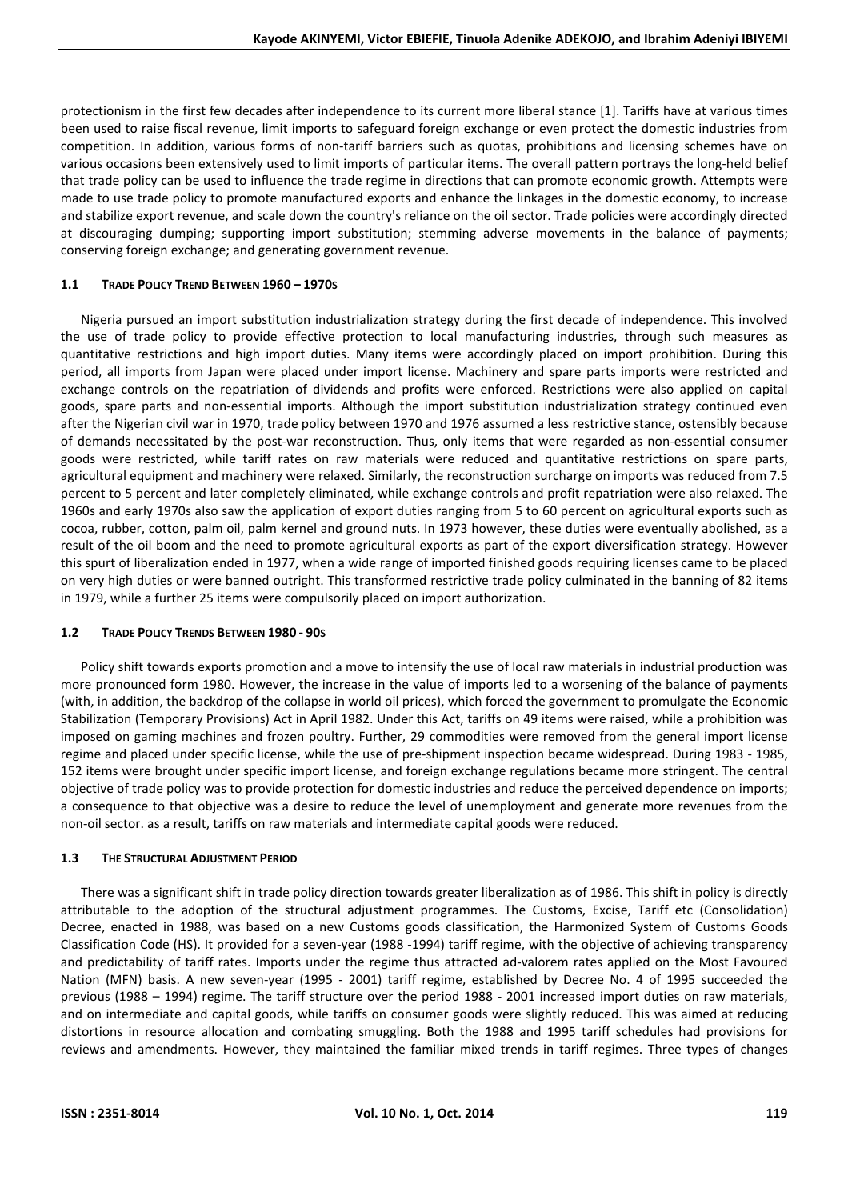protectionism in the first few decades after independence to its current more liberal stance [1]. Tariffs have at various times been used to raise fiscal revenue, limit imports to safeguard foreign exchange or even protect the domestic industries from competition. In addition, various forms of non-tariff barriers such as quotas, prohibitions and licensing schemes have on various occasions been extensively used to limit imports of particular items. The overall pattern portrays the long-held belief that trade policy can be used to influence the trade regime in directions that can promote economic growth. Attempts were made to use trade policy to promote manufactured exports and enhance the linkages in the domestic economy, to increase and stabilize export revenue, and scale down the country's reliance on the oil sector. Trade policies were accordingly directed at discouraging dumping; supporting import substitution; stemming adverse movements in the balance of payments; conserving foreign exchange; and generating government revenue.

### 1.1 TRADE POLICY TREND BETWEEN 1960 – 1970S

Nigeria pursued an import substitution industrialization strategy during the first decade of independence. This involved the use of trade policy to provide effective protection to local manufacturing industries, through such measures as quantitative restrictions and high import duties. Many items were accordingly placed on import prohibition. During this period, all imports from Japan were placed under import license. Machinery and spare parts imports were restricted and exchange controls on the repatriation of dividends and profits were enforced. Restrictions were also applied on capital goods, spare parts and non-essential imports. Although the import substitution industrialization strategy continued even after the Nigerian civil war in 1970, trade policy between 1970 and 1976 assumed a less restrictive stance, ostensibly because of demands necessitated by the post-war reconstruction. Thus, only items that were regarded as non-essential consumer goods were restricted, while tariff rates on raw materials were reduced and quantitative restrictions on spare parts, agricultural equipment and machinery were relaxed. Similarly, the reconstruction surcharge on imports was reduced from 7.5 percent to 5 percent and later completely eliminated, while exchange controls and profit repatriation were also relaxed. The 1960s and early 1970s also saw the application of export duties ranging from 5 to 60 percent on agricultural exports such as cocoa, rubber, cotton, palm oil, palm kernel and ground nuts. In 1973 however, these duties were eventually abolished, as a result of the oil boom and the need to promote agricultural exports as part of the export diversification strategy. However this spurt of liberalization ended in 1977, when a wide range of imported finished goods requiring licenses came to be placed on very high duties or were banned outright. This transformed restrictive trade policy culminated in the banning of 82 items in 1979, while a further 25 items were compulsorily placed on import authorization.

### 1.2 TRADE POLICY TRENDS BETWEEN 1980 - 90S

Policy shift towards exports promotion and a move to intensify the use of local raw materials in industrial production was more pronounced form 1980. However, the increase in the value of imports led to a worsening of the balance of payments (with, in addition, the backdrop of the collapse in world oil prices), which forced the government to promulgate the Economic Stabilization (Temporary Provisions) Act in April 1982. Under this Act, tariffs on 49 items were raised, while a prohibition was imposed on gaming machines and frozen poultry. Further, 29 commodities were removed from the general import license regime and placed under specific license, while the use of pre-shipment inspection became widespread. During 1983 - 1985, 152 items were brought under specific import license, and foreign exchange regulations became more stringent. The central objective of trade policy was to provide protection for domestic industries and reduce the perceived dependence on imports; a consequence to that objective was a desire to reduce the level of unemployment and generate more revenues from the non-oil sector. as a result, tariffs on raw materials and intermediate capital goods were reduced.

### 1.3 THE STRUCTURAL ADJUSTMENT PERIOD

There was a significant shift in trade policy direction towards greater liberalization as of 1986. This shift in policy is directly attributable to the adoption of the structural adjustment programmes. The Customs, Excise, Tariff etc (Consolidation) Decree, enacted in 1988, was based on a new Customs goods classification, the Harmonized System of Customs Goods Classification Code (HS). It provided for a seven-year (1988 -1994) tariff regime, with the objective of achieving transparency and predictability of tariff rates. Imports under the regime thus attracted ad-valorem rates applied on the Most Favoured Nation (MFN) basis. A new seven-year (1995 - 2001) tariff regime, established by Decree No. 4 of 1995 succeeded the previous (1988 – 1994) regime. The tariff structure over the period 1988 - 2001 increased import duties on raw materials, and on intermediate and capital goods, while tariffs on consumer goods were slightly reduced. This was aimed at reducing distortions in resource allocation and combating smuggling. Both the 1988 and 1995 tariff schedules had provisions for reviews and amendments. However, they maintained the familiar mixed trends in tariff regimes. Three types of changes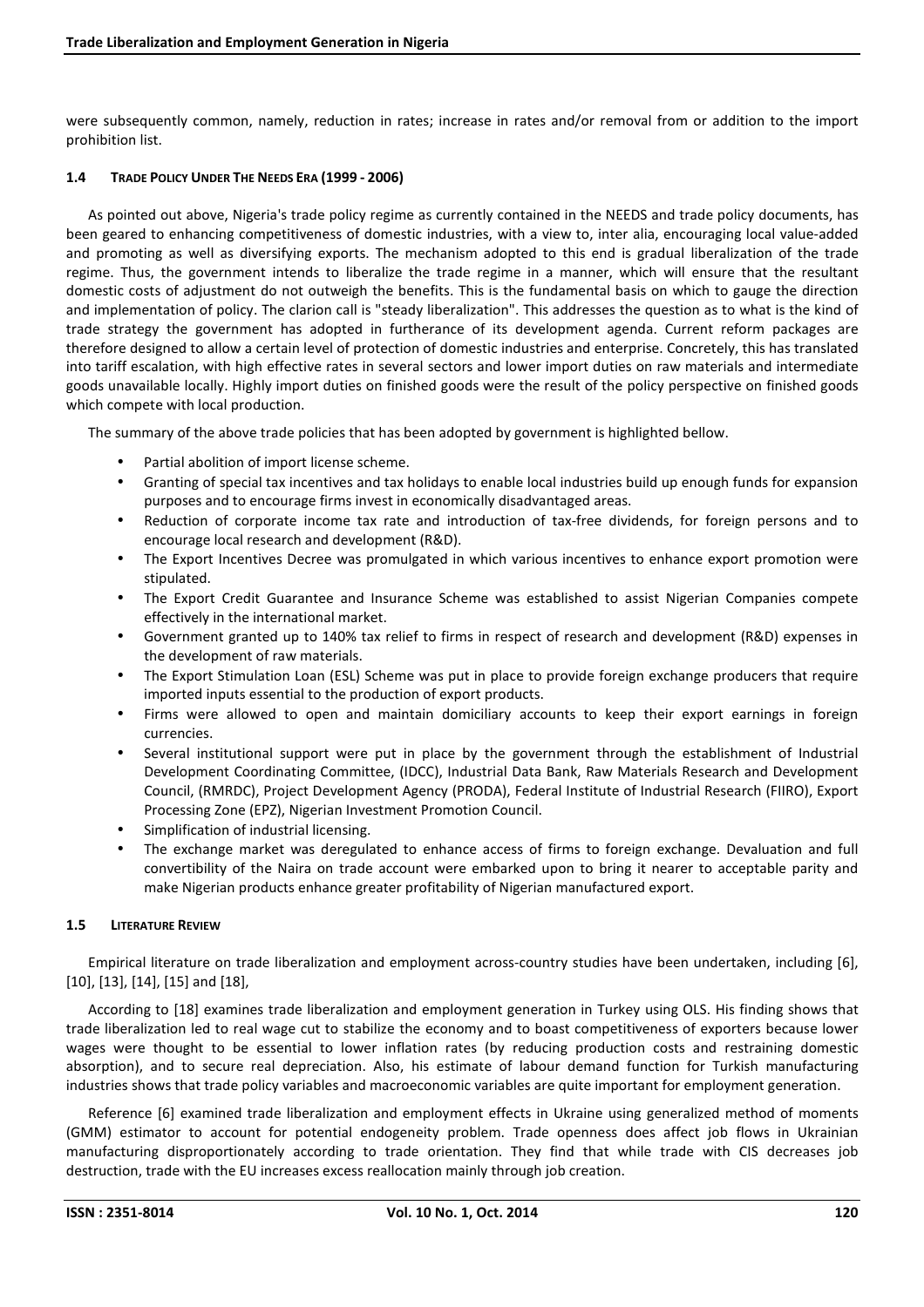were subsequently common, namely, reduction in rates; increase in rates and/or removal from or addition to the import prohibition list.

### 1.4 Trade Policy Under The NEEDS Era (1999 - 2006)

As pointed out above, Nigeria's trade policy regime as currently contained in the NEEDS and trade policy documents, has been geared to enhancing competitiveness of domestic industries, with a view to, inter alia, encouraging local value-added and promoting as well as diversifying exports. The mechanism adopted to this end is gradual liberalization of the trade regime. Thus, the government intends to liberalize the trade regime in a manner, which will ensure that the resultant domestic costs of adjustment do not outweigh the benefits. This is the fundamental basis on which to gauge the direction and implementation of policy. The clarion call is "steady liberalization". This addresses the question as to what is the kind of trade strategy the government has adopted in furtherance of its development agenda. Current reform packages are therefore designed to allow a certain level of protection of domestic industries and enterprise. Concretely, this has translated into tariff escalation, with high effective rates in several sectors and lower import duties on raw materials and intermediate goods unavailable locally. Highly import duties on finished goods were the result of the policy perspective on finished goods which compete with local production.

The summary of the above trade policies that has been adopted by government is highlighted bellow.

- Partial abolition of import license scheme.
- Granting of special tax incentives and tax holidays to enable local industries build up enough funds for expansion purposes and to encourage firms invest in economically disadvantaged areas.
- Reduction of corporate income tax rate and introduction of tax-free dividends, for foreign persons and to encourage local research and development (R&D).
- The Export Incentives Decree was promulgated in which various incentives to enhance export promotion were stipulated.
- The Export Credit Guarantee and Insurance Scheme was established to assist Nigerian Companies compete effectively in the international market.
- Government granted up to 140% tax relief to firms in respect of research and development (R&D) expenses in the development of raw materials.
- The Export Stimulation Loan (ESL) Scheme was put in place to provide foreign exchange producers that require imported inputs essential to the production of export products.
- Firms were allowed to open and maintain domiciliary accounts to keep their export earnings in foreign currencies.
- Several institutional support were put in place by the government through the establishment of Industrial Development Coordinating Committee, (IDCC), Industrial Data Bank, Raw Materials Research and Development Council, (RMRDC), Project Development Agency (PRODA), Federal Institute of Industrial Research (FIIRO), Export Processing Zone (EPZ), Nigerian Investment Promotion Council.
- Simplification of industrial licensing.
- The exchange market was deregulated to enhance access of firms to foreign exchange. Devaluation and full convertibility of the Naira on trade account were embarked upon to bring it nearer to acceptable parity and make Nigerian products enhance greater profitability of Nigerian manufactured export.

### 1.5 Literature Review

Empirical literature on trade liberalization and employment across-country studies have been undertaken, including [6], [10], [13], [14], [15] and [18],

According to [18] examines trade liberalization and employment generation in Turkey using OLS. His finding shows that trade liberalization led to real wage cut to stabilize the economy and to boast competitiveness of exporters because lower wages were thought to be essential to lower inflation rates (by reducing production costs and restraining domestic absorption), and to secure real depreciation. Also, his estimate of labour demand function for Turkish manufacturing industries shows that trade policy variables and macroeconomic variables are quite important for employment generation.

Reference [6] examined trade liberalization and employment effects in Ukraine using generalized method of moments (GMM) estimator to account for potential endogeneity problem. Trade openness does affect job flows in Ukrainian manufacturing disproportionately according to trade orientation. They find that while trade with CIS decreases job destruction, trade with the EU increases excess reallocation mainly through job creation.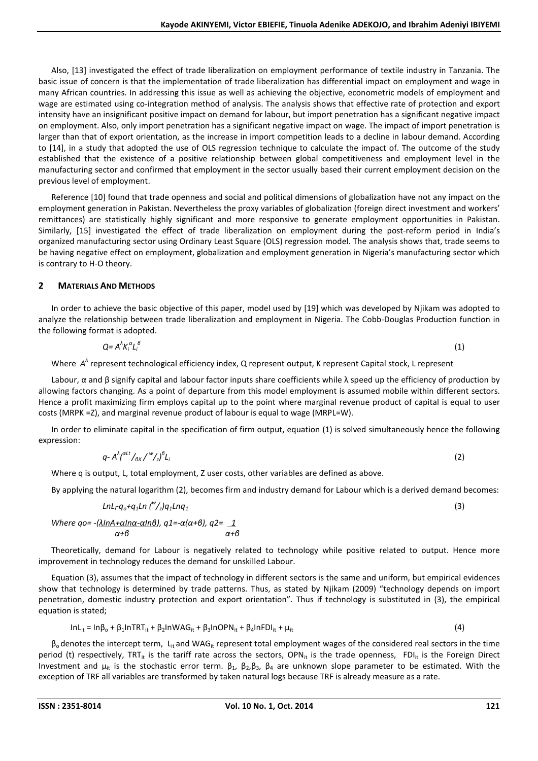Also, [13] investigated the effect of trade liberalization on employment performance of textile industry in Tanzania. The basic issue of concern is that the implementation of trade liberalization has differential impact on employment and wage in many African countries. In addressing this issue as well as achieving the objective, econometric models of employment and wage are estimated using co-integration method of analysis. The analysis shows that effective rate of protection and export intensity have an insignificant positive impact on demand for labour, but import penetration has a significant negative impact on employment. Also, only import penetration has a significant negative impact on wage. The impact of import penetration is larger than that of export orientation, as the increase in import competition leads to a decline in labour demand. According to [14], in a study that adopted the use of OLS regression technique to calculate the impact of. The outcome of the study established that the existence of a positive relationship between global competitiveness and employment level in the manufacturing sector and confirmed that employment in the sector usually based their current employment decision on the previous level of employment.

Reference [10] found that trade openness and social and political dimensions of globalization have not any impact on the employment generation in Pakistan. Nevertheless the proxy variables of globalization (foreign direct investment and workers' remittances) are statistically highly significant and more responsive to generate employment opportunities in Pakistan. Similarly, [15] investigated the effect of trade liberalization on employment during the post-reform period in India's organized manufacturing sector using Ordinary Least Square (OLS) regression model. The analysis shows that, trade seems to be having negative effect on employment, globalization and employment generation in Nigeria's manufacturing sector which is contrary to H-O theory.

## 2 MATERIALS AND METHODS

In order to achieve the basic objective of this paper, model used by [19] which was developed by Njikam was adopted to analyze the relationship between trade liberalization and employment in Nigeria. The Cobb-Douglas Production function in the following format is adopted.

$$Q = A^{\lambda} K_i^{\alpha} L_i^{\beta} \tag{1}$$

Where $A^{\lambda}$ represent technological efficiency index, Q represent output, K represent Capital stock, L represent

Labour, α and β signify capital and labour factor inputs share coefficients while λ speed up the efficiency of production by allowing factors changing. As a point of departure from this model employment is assumed mobile within different sectors. Hence a profit maximizing firm employs capital up to the point where marginal revenue product of capital is equal to user costs (MRPK =Z), and marginal revenue product of labour is equal to wage (MRPL=W).

In order to eliminate capital in the specification of firm output, equation (1) is solved simultaneously hence the following expression:

$$q\text{-}\ A^{\lambda}({}^{\alpha Lt}/_{\beta X}\ /\ {}^{w}/_{z})^{\beta} L_i \tag{2}$$

Where q is output, L, total employment, Z user costs, other variables are defined as above.

By applying the natural logarithm (2), becomes firm and industry demand for Labour which is a derived demand becomes:

$$LnL_i\text{-}q_o + q_1 Ln\ ({}^{w}/_{z}) q_1 Lnq_1 \tag{3}$$

*Where* $qo = -\dfrac{(\lambda lnA + \alpha ln\alpha - \alpha ln\beta)}{\alpha+\beta}$, $q1 = -\alpha(\alpha+\beta)$, $q2 = \dfrac{1}{\alpha+\beta}$

Theoretically, demand for Labour is negatively related to technology while positive related to output. Hence more improvement in technology reduces the demand for unskilled Labour.

Equation (3), assumes that the impact of technology in different sectors is the same and uniform, but empirical evidences show that technology is determined by trade patterns. Thus, as stated by Njikam (2009) "technology depends on import penetration, domestic industry protection and export orientation". Thus if technology is substituted in (3), the empirical equation is stated;

$$\text{In}L_{it} = \text{In}\beta_o + \beta_1 \text{In}TRT_{it} + \beta_2 \text{In}WAG_{it} + \beta_3 \text{In}OPN_{it} + \beta_4 \text{In}FDI_{it} + \mu_{it} \tag{4}$$

$\beta_o$ denotes the intercept term, $L_{it}$ and $WAG_{it}$ represent total employment wages of the considered real sectors in the time period (t) respectively, $TRT_{it}$ is the tariff rate across the sectors, $OPN_{it}$ is the trade openness, $FDI_{it}$ is the Foreign Direct Investment and $\mu_{it}$ is the stochastic error term. $\beta_1$, $\beta_2$,$\beta_3$, $\beta_4$ are unknown slope parameter to be estimated. With the exception of TRF all variables are transformed by taken natural logs because TRF is already measure as a rate.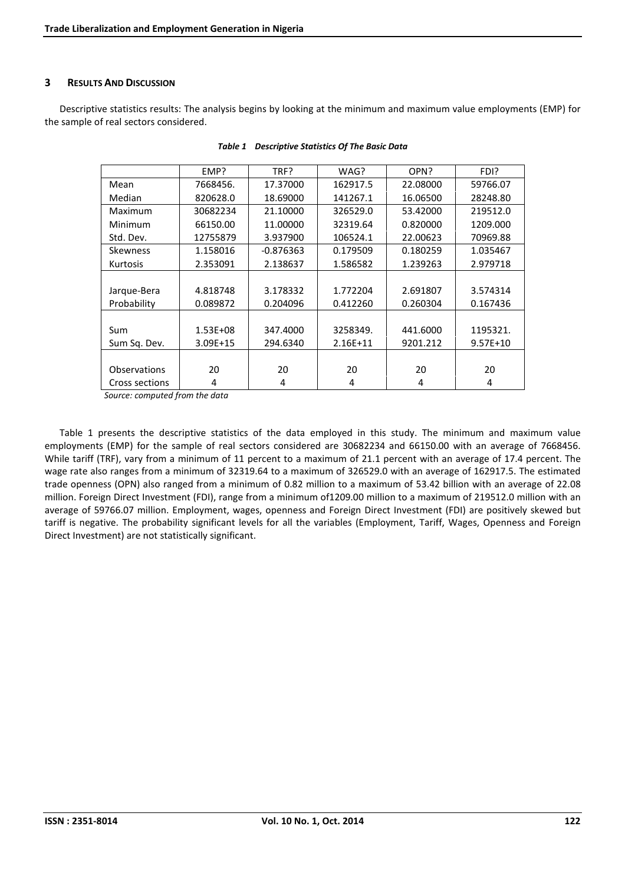## 3 RESULTS AND DISCUSSION

Descriptive statistics results: The analysis begins by looking at the minimum and maximum value employments (EMP) for the sample of real sectors considered.

***Table 1 Descriptive Statistics Of The Basic Data***

| | EMP? | TRF? | WAG? | OPN? | FDI? |
|---|---|---|---|---|---|
| Mean | 7668456. | 17.37000 | 162917.5 | 22.08000 | 59766.07 |
| Median | 820628.0 | 18.69000 | 141267.1 | 16.06500 | 28248.80 |
| Maximum | 30682234 | 21.10000 | 326529.0 | 53.42000 | 219512.0 |
| Minimum | 66150.00 | 11.00000 | 32319.64 | 0.820000 | 1209.000 |
| Std. Dev. | 12755879 | 3.937900 | 106524.1 | 22.00623 | 70969.88 |
| Skewness | 1.158016 | -0.876363 | 0.179509 | 0.180259 | 1.035467 |
| Kurtosis | 2.353091 | 2.138637 | 1.586582 | 1.239263 | 2.979718 |
| Jarque-Bera | 4.818748 | 3.178332 | 1.772204 | 2.691807 | 3.574314 |
| Probability | 0.089872 | 0.204096 | 0.412260 | 0.260304 | 0.167436 |
| Sum | 1.53E+08 | 347.4000 | 3258349. | 441.6000 | 1195321. |
| Sum Sq. Dev. | 3.09E+15 | 294.6340 | 2.16E+11 | 9201.212 | 9.57E+10 |
| Observations | 20 | 20 | 20 | 20 | 20 |
| Cross sections | 4 | 4 | 4 | 4 | 4 |

*Source: computed from the data*

Table 1 presents the descriptive statistics of the data employed in this study. The minimum and maximum value employments (EMP) for the sample of real sectors considered are 30682234 and 66150.00 with an average of 7668456. While tariff (TRF), vary from a minimum of 11 percent to a maximum of 21.1 percent with an average of 17.4 percent. The wage rate also ranges from a minimum of 32319.64 to a maximum of 326529.0 with an average of 162917.5. The estimated trade openness (OPN) also ranged from a minimum of 0.82 million to a maximum of 53.42 billion with an average of 22.08 million. Foreign Direct Investment (FDI), range from a minimum of1209.00 million to a maximum of 219512.0 million with an average of 59766.07 million. Employment, wages, openness and Foreign Direct Investment (FDI) are positively skewed but tariff is negative. The probability significant levels for all the variables (Employment, Tariff, Wages, Openness and Foreign Direct Investment) are not statistically significant.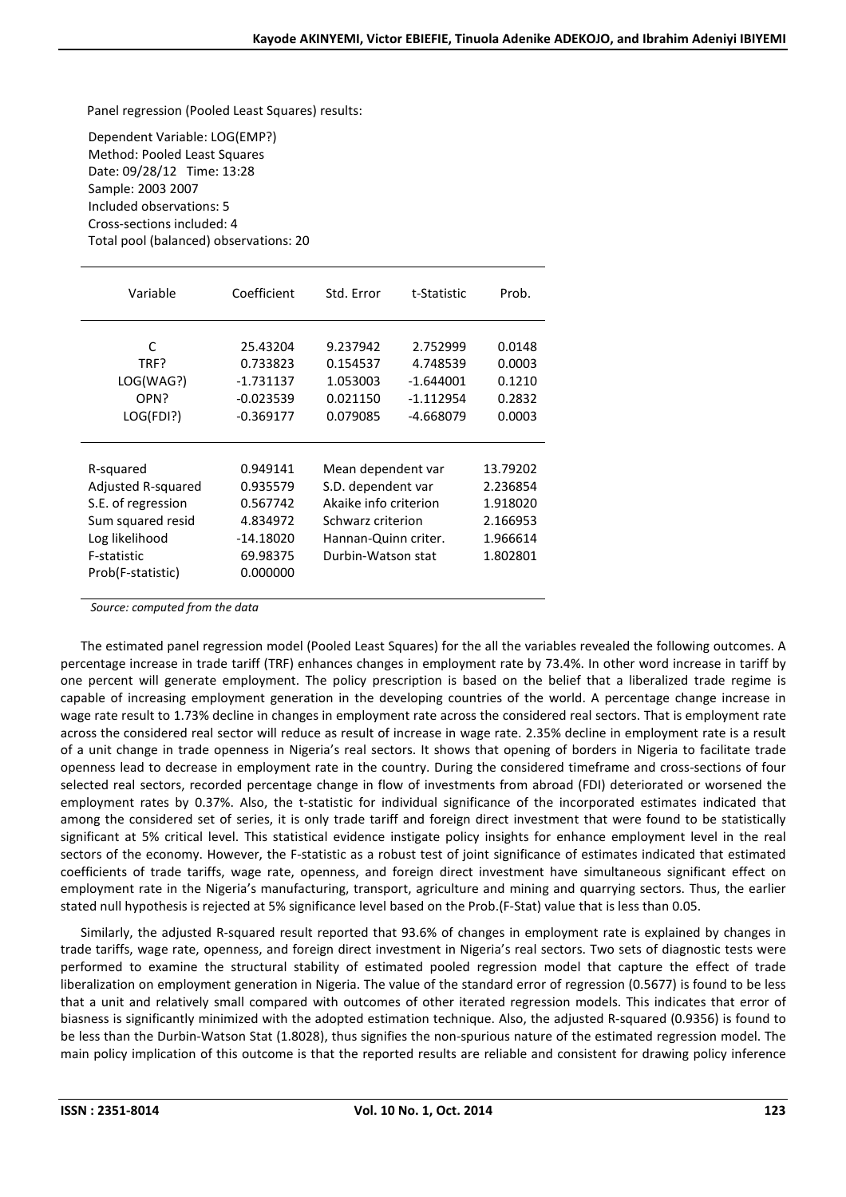Panel regression (Pooled Least Squares) results:

Dependent Variable: LOG(EMP?)
Method: Pooled Least Squares
Date: 09/28/12 Time: 13:28
Sample: 2003 2007
Included observations: 5
Cross-sections included: 4
Total pool (balanced) observations: 20

| Variable | Coefficient | Std. Error | t-Statistic | Prob. |
|---|---|---|---|---|
| C | 25.43204 | 9.237942 | 2.752999 | 0.0148 |
| TRF? | 0.733823 | 0.154537 | 4.748539 | 0.0003 |
| LOG(WAG?) | -1.731137 | 1.053003 | -1.644001 | 0.1210 |
| OPN? | -0.023539 | 0.021150 | -1.112954 | 0.2832 |
| LOG(FDI?) | -0.369177 | 0.079085 | -4.668079 | 0.0003 |

| | | | |
|---|---|---|---|
| R-squared | 0.949141 | Mean dependent var | 13.79202 |
| Adjusted R-squared | 0.935579 | S.D. dependent var | 2.236854 |
| S.E. of regression | 0.567742 | Akaike info criterion | 1.918020 |
| Sum squared resid | 4.834972 | Schwarz criterion | 2.166953 |
| Log likelihood | -14.18020 | Hannan-Quinn criter. | 1.966614 |
| F-statistic | 69.98375 | Durbin-Watson stat | 1.802801 |
| Prob(F-statistic) | 0.000000 | | |

*Source: computed from the data*

The estimated panel regression model (Pooled Least Squares) for the all the variables revealed the following outcomes. A percentage increase in trade tariff (TRF) enhances changes in employment rate by 73.4%. In other word increase in tariff by one percent will generate employment. The policy prescription is based on the belief that a liberalized trade regime is capable of increasing employment generation in the developing countries of the world. A percentage change increase in wage rate result to 1.73% decline in changes in employment rate across the considered real sectors. That is employment rate across the considered real sector will reduce as result of increase in wage rate. 2.35% decline in employment rate is a result of a unit change in trade openness in Nigeria's real sectors. It shows that opening of borders in Nigeria to facilitate trade openness lead to decrease in employment rate in the country. During the considered timeframe and cross-sections of four selected real sectors, recorded percentage change in flow of investments from abroad (FDI) deteriorated or worsened the employment rates by 0.37%. Also, the t-statistic for individual significance of the incorporated estimates indicated that among the considered set of series, it is only trade tariff and foreign direct investment that were found to be statistically significant at 5% critical level. This statistical evidence instigate policy insights for enhance employment level in the real sectors of the economy. However, the F-statistic as a robust test of joint significance of estimates indicated that estimated coefficients of trade tariffs, wage rate, openness, and foreign direct investment have simultaneous significant effect on employment rate in the Nigeria's manufacturing, transport, agriculture and mining and quarrying sectors. Thus, the earlier stated null hypothesis is rejected at 5% significance level based on the Prob.(F-Stat) value that is less than 0.05.

Similarly, the adjusted R-squared result reported that 93.6% of changes in employment rate is explained by changes in trade tariffs, wage rate, openness, and foreign direct investment in Nigeria's real sectors. Two sets of diagnostic tests were performed to examine the structural stability of estimated pooled regression model that capture the effect of trade liberalization on employment generation in Nigeria. The value of the standard error of regression (0.5677) is found to be less that a unit and relatively small compared with outcomes of other iterated regression models. This indicates that error of biasness is significantly minimized with the adopted estimation technique. Also, the adjusted R-squared (0.9356) is found to be less than the Durbin-Watson Stat (1.8028), thus signifies the non-spurious nature of the estimated regression model. The main policy implication of this outcome is that the reported results are reliable and consistent for drawing policy inference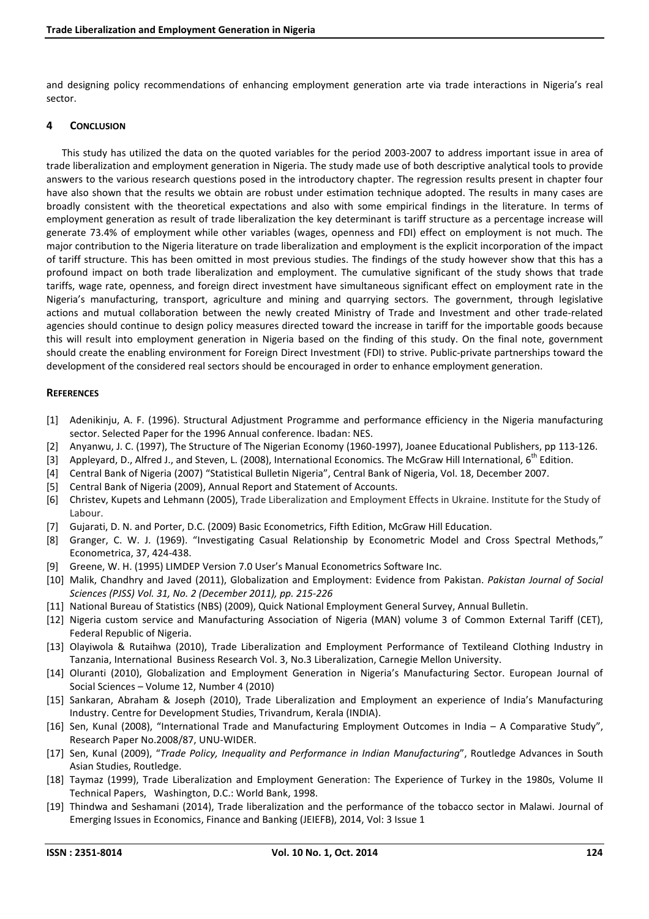and designing policy recommendations of enhancing employment generation arte via trade interactions in Nigeria's real sector.

## 4 CONCLUSION

This study has utilized the data on the quoted variables for the period 2003-2007 to address important issue in area of trade liberalization and employment generation in Nigeria. The study made use of both descriptive analytical tools to provide answers to the various research questions posed in the introductory chapter. The regression results present in chapter four have also shown that the results we obtain are robust under estimation technique adopted. The results in many cases are broadly consistent with the theoretical expectations and also with some empirical findings in the literature. In terms of employment generation as result of trade liberalization the key determinant is tariff structure as a percentage increase will generate 73.4% of employment while other variables (wages, openness and FDI) effect on employment is not much. The major contribution to the Nigeria literature on trade liberalization and employment is the explicit incorporation of the impact of tariff structure. This has been omitted in most previous studies. The findings of the study however show that this has a profound impact on both trade liberalization and employment. The cumulative significant of the study shows that trade tariffs, wage rate, openness, and foreign direct investment have simultaneous significant effect on employment rate in the Nigeria's manufacturing, transport, agriculture and mining and quarrying sectors. The government, through legislative actions and mutual collaboration between the newly created Ministry of Trade and Investment and other trade-related agencies should continue to design policy measures directed toward the increase in tariff for the importable goods because this will result into employment generation in Nigeria based on the finding of this study. On the final note, government should create the enabling environment for Foreign Direct Investment (FDI) to strive. Public-private partnerships toward the development of the considered real sectors should be encouraged in order to enhance employment generation.

## REFERENCES

[1] Adenikinju, A. F. (1996). Structural Adjustment Programme and performance efficiency in the Nigeria manufacturing sector. Selected Paper for the 1996 Annual conference. Ibadan: NES.

[2] Anyanwu, J. C. (1997), The Structure of The Nigerian Economy (1960-1997), Joanee Educational Publishers, pp 113-126.

[3] Appleyard, D., Alfred J., and Steven, L. (2008), International Economics. The McGraw Hill International, 6th Edition.

[4] Central Bank of Nigeria (2007) "Statistical Bulletin Nigeria", Central Bank of Nigeria, Vol. 18, December 2007.

[5] Central Bank of Nigeria (2009), Annual Report and Statement of Accounts.

[6] Christev, Kupets and Lehmann (2005), Trade Liberalization and Employment Effects in Ukraine. Institute for the Study of Labour.

[7] Gujarati, D. N. and Porter, D.C. (2009) Basic Econometrics, Fifth Edition, McGraw Hill Education.

[8] Granger, C. W. J. (1969). "Investigating Casual Relationship by Econometric Model and Cross Spectral Methods," Econometrica, 37, 424-438.

[9] Greene, W. H. (1995) LIMDEP Version 7.0 User's Manual Econometrics Software Inc.

[10] Malik, Chandhry and Javed (2011), Globalization and Employment: Evidence from Pakistan. *Pakistan Journal of Social Sciences (PJSS) Vol. 31, No. 2 (December 2011), pp. 215-226*

[11] National Bureau of Statistics (NBS) (2009), Quick National Employment General Survey, Annual Bulletin.

[12] Nigeria custom service and Manufacturing Association of Nigeria (MAN) volume 3 of Common External Tariff (CET), Federal Republic of Nigeria.

[13] Olayiwola & Rutaihwa (2010), Trade Liberalization and Employment Performance of Textileand Clothing Industry in Tanzania, International Business Research Vol. 3, No.3 Liberalization, Carnegie Mellon University.

[14] Oluranti (2010), Globalization and Employment Generation in Nigeria's Manufacturing Sector. European Journal of Social Sciences – Volume 12, Number 4 (2010)

[15] Sankaran, Abraham & Joseph (2010), Trade Liberalization and Employment an experience of India's Manufacturing Industry. Centre for Development Studies, Trivandrum, Kerala (INDIA).

[16] Sen, Kunal (2008), "International Trade and Manufacturing Employment Outcomes in India – A Comparative Study", Research Paper No.2008/87, UNU-WIDER.

[17] Sen, Kunal (2009), "*Trade Policy, Inequality and Performance in Indian Manufacturing*", Routledge Advances in South Asian Studies, Routledge.

[18] Taymaz (1999), Trade Liberalization and Employment Generation: The Experience of Turkey in the 1980s, Volume II Technical Papers, Washington, D.C.: World Bank, 1998.

[19] Thindwa and Seshamani (2014), Trade liberalization and the performance of the tobacco sector in Malawi. Journal of Emerging Issues in Economics, Finance and Banking (JEIEFB), 2014, Vol: 3 Issue 1